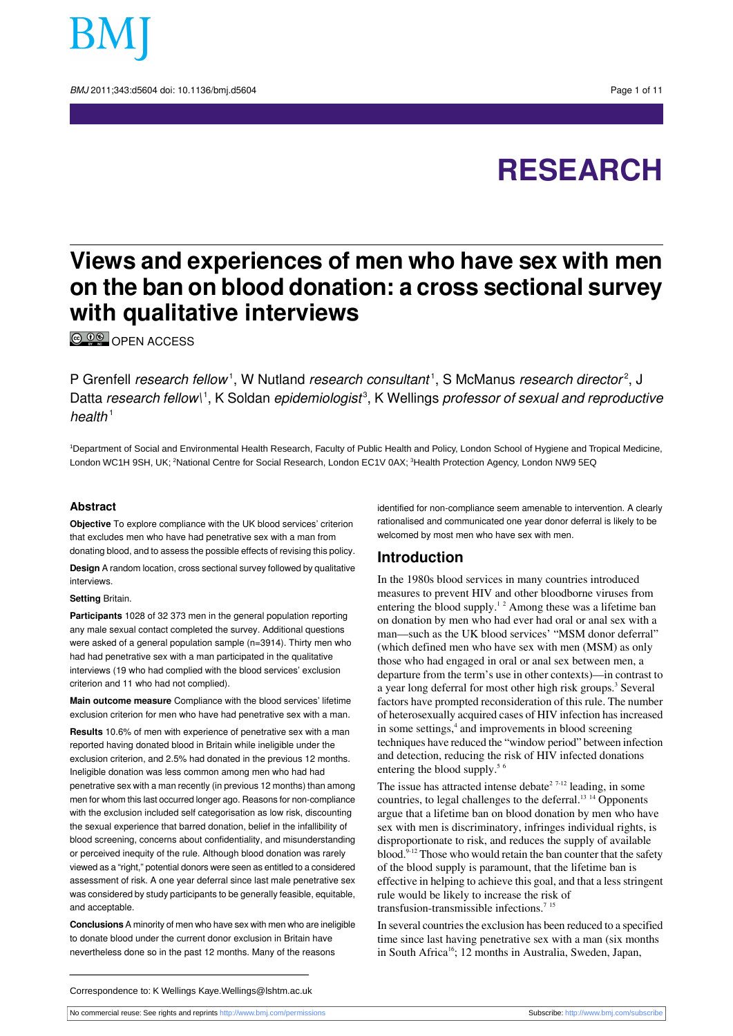# RESEARCH

# Views and experiences of men who have sex with men on the ban on blood donation: a cross sectional survey with qualitative interviews

OPEN ACCESS

P Grenfell *research fellow*[1], W Nutland *research consultant*[1], S McManus *research director*[2], J Datta *research fellow*\[1], K Soldan *epidemiologist*[3], K Wellings *professor of sexual and reproductive health*[1]

[1]Department of Social and Environmental Health Research, Faculty of Public Health and Policy, London School of Hygiene and Tropical Medicine, London WC1H 9SH, UK; [2]National Centre for Social Research, London EC1V 0AX; [3]Health Protection Agency, London NW9 5EQ

## Abstract

**Objective** To explore compliance with the UK blood services' criterion that excludes men who have had penetrative sex with a man from donating blood, and to assess the possible effects of revising this policy.

**Design** A random location, cross sectional survey followed by qualitative interviews.

**Setting** Britain.

**Participants** 1028 of 32 373 men in the general population reporting any male sexual contact completed the survey. Additional questions were asked of a general population sample (n=3914). Thirty men who had had penetrative sex with a man participated in the qualitative interviews (19 who had complied with the blood services' exclusion criterion and 11 who had not complied).

**Main outcome measure** Compliance with the blood services' lifetime exclusion criterion for men who have had penetrative sex with a man.

**Results** 10.6% of men with experience of penetrative sex with a man reported having donated blood in Britain while ineligible under the exclusion criterion, and 2.5% had donated in the previous 12 months. Ineligible donation was less common among men who had had penetrative sex with a man recently (in previous 12 months) than among men for whom this last occurred longer ago. Reasons for non-compliance with the exclusion included self categorisation as low risk, discounting the sexual experience that barred donation, belief in the infallibility of blood screening, concerns about confidentiality, and misunderstanding or perceived inequity of the rule. Although blood donation was rarely viewed as a "right," potential donors were seen as entitled to a considered assessment of risk. A one year deferral since last male penetrative sex was considered by study participants to be generally feasible, equitable, and acceptable.

**Conclusions** A minority of men who have sex with men who are ineligible to donate blood under the current donor exclusion in Britain have nevertheless done so in the past 12 months. Many of the reasons identified for non-compliance seem amenable to intervention. A clearly rationalised and communicated one year donor deferral is likely to be welcomed by most men who have sex with men.

## Introduction

In the 1980s blood services in many countries introduced measures to prevent HIV and other bloodborne viruses from entering the blood supply.[1 2] Among these was a lifetime ban on donation by men who had ever had oral or anal sex with a man—such as the UK blood services' "MSM donor deferral" (which defined men who have sex with men (MSM) as only those who had engaged in oral or anal sex between men, a departure from the term's use in other contexts)—in contrast to a year long deferral for most other high risk groups.[3] Several factors have prompted reconsideration of this rule. The number of heterosexually acquired cases of HIV infection has increased in some settings,[4] and improvements in blood screening techniques have reduced the "window period" between infection and detection, reducing the risk of HIV infected donations entering the blood supply.[5 6]

The issue has attracted intense debate[2 7-12] leading, in some countries, to legal challenges to the deferral.[13 14] Opponents argue that a lifetime ban on blood donation by men who have sex with men is discriminatory, infringes individual rights, is disproportionate to risk, and reduces the supply of available blood.[9-12] Those who would retain the ban counter that the safety of the blood supply is paramount, that the lifetime ban is effective in helping to achieve this goal, and that a less stringent rule would be likely to increase the risk of transfusion-transmissible infections.[7 15]

In several countries the exclusion has been reduced to a specified time since last having penetrative sex with a man (six months in South Africa[16]; 12 months in Australia, Sweden, Japan,

Correspondence to: K Wellings Kaye.Wellings@lshtm.ac.uk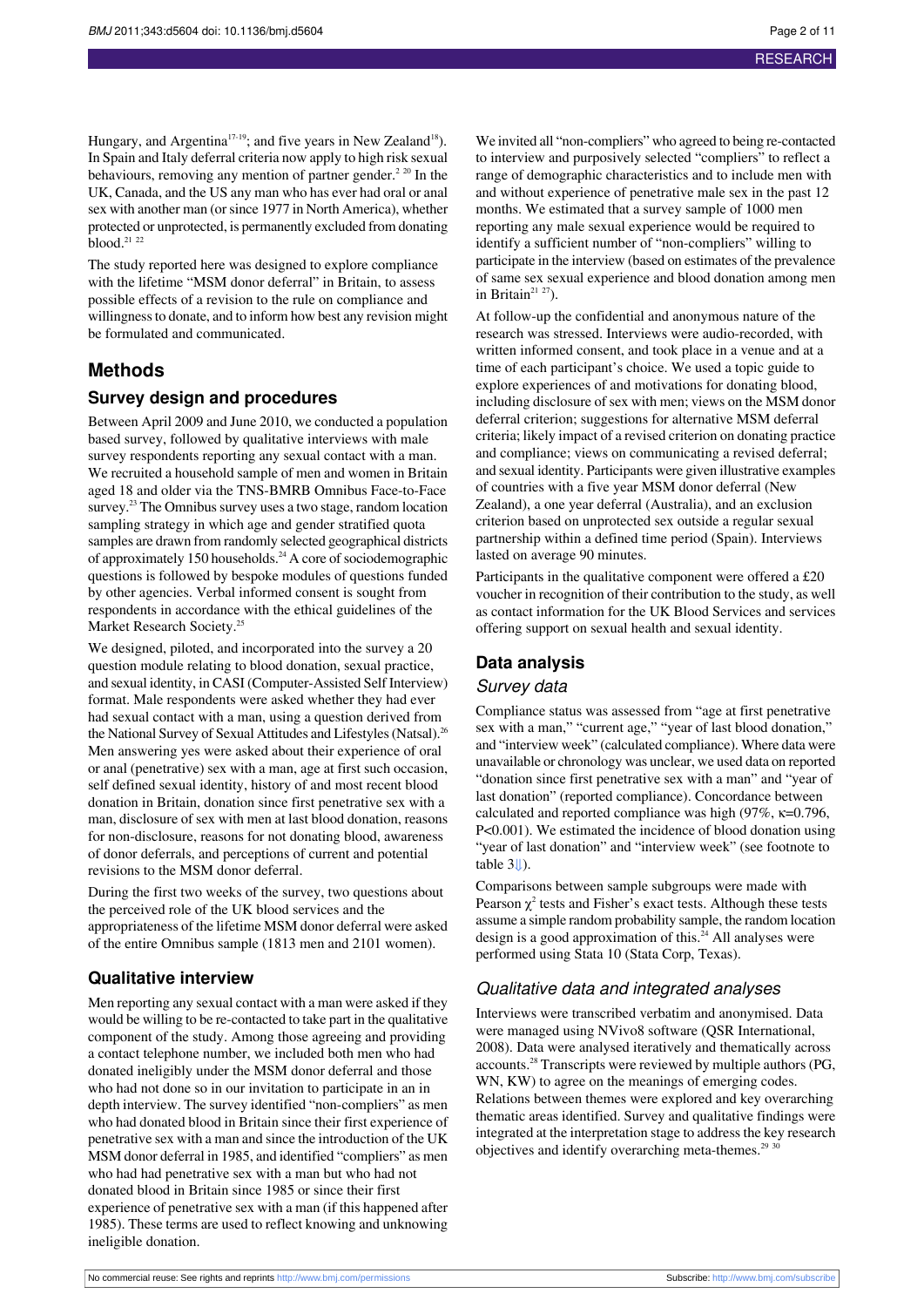Hungary, and Argentina[17-19]; and five years in New Zealand[18]). In Spain and Italy deferral criteria now apply to high risk sexual behaviours, removing any mention of partner gender.[2 20] In the UK, Canada, and the US any man who has ever had oral or anal sex with another man (or since 1977 in North America), whether protected or unprotected, is permanently excluded from donating blood.[21 22]

The study reported here was designed to explore compliance with the lifetime "MSM donor deferral" in Britain, to assess possible effects of a revision to the rule on compliance and willingness to donate, and to inform how best any revision might be formulated and communicated.

## Methods

### Survey design and procedures

Between April 2009 and June 2010, we conducted a population based survey, followed by qualitative interviews with male survey respondents reporting any sexual contact with a man. We recruited a household sample of men and women in Britain aged 18 and older via the TNS-BMRB Omnibus Face-to-Face survey.[23] The Omnibus survey uses a two stage, random location sampling strategy in which age and gender stratified quota samples are drawn from randomly selected geographical districts of approximately 150 households.[24] A core of sociodemographic questions is followed by bespoke modules of questions funded by other agencies. Verbal informed consent is sought from respondents in accordance with the ethical guidelines of the Market Research Society.[25]

We designed, piloted, and incorporated into the survey a 20 question module relating to blood donation, sexual practice, and sexual identity, in CASI (Computer-Assisted Self Interview) format. Male respondents were asked whether they had ever had sexual contact with a man, using a question derived from the National Survey of Sexual Attitudes and Lifestyles (Natsal).[26] Men answering yes were asked about their experience of oral or anal (penetrative) sex with a man, age at first such occasion, self defined sexual identity, history of and most recent blood donation in Britain, donation since first penetrative sex with a man, disclosure of sex with men at last blood donation, reasons for non-disclosure, reasons for not donating blood, awareness of donor deferrals, and perceptions of current and potential revisions to the MSM donor deferral.

During the first two weeks of the survey, two questions about the perceived role of the UK blood services and the appropriateness of the lifetime MSM donor deferral were asked of the entire Omnibus sample (1813 men and 2101 women).

### Qualitative interview

Men reporting any sexual contact with a man were asked if they would be willing to be re-contacted to take part in the qualitative component of the study. Among those agreeing and providing a contact telephone number, we included both men who had donated ineligibly under the MSM donor deferral and those who had not done so in our invitation to participate in an in depth interview. The survey identified "non-compliers" as men who had donated blood in Britain since their first experience of penetrative sex with a man and since the introduction of the UK MSM donor deferral in 1985, and identified "compliers" as men who had had penetrative sex with a man but who had not donated blood in Britain since 1985 or since their first experience of penetrative sex with a man (if this happened after 1985). These terms are used to reflect knowing and unknowing ineligible donation.

We invited all "non-compliers" who agreed to being re-contacted to interview and purposively selected "compliers" to reflect a range of demographic characteristics and to include men with and without experience of penetrative male sex in the past 12 months. We estimated that a survey sample of 1000 men reporting any male sexual experience would be required to identify a sufficient number of "non-compliers" willing to participate in the interview (based on estimates of the prevalence of same sex sexual experience and blood donation among men in Britain[21 27]).

At follow-up the confidential and anonymous nature of the research was stressed. Interviews were audio-recorded, with written informed consent, and took place in a venue and at a time of each participant's choice. We used a topic guide to explore experiences of and motivations for donating blood, including disclosure of sex with men; views on the MSM donor deferral criterion; suggestions for alternative MSM deferral criteria; likely impact of a revised criterion on donating practice and compliance; views on communicating a revised deferral; and sexual identity. Participants were given illustrative examples of countries with a five year MSM donor deferral (New Zealand), a one year deferral (Australia), and an exclusion criterion based on unprotected sex outside a regular sexual partnership within a defined time period (Spain). Interviews lasted on average 90 minutes.

Participants in the qualitative component were offered a £20 voucher in recognition of their contribution to the study, as well as contact information for the UK Blood Services and services offering support on sexual health and sexual identity.

### Data analysis

#### Survey data

Compliance status was assessed from "age at first penetrative sex with a man," "current age," "year of last blood donation," and "interview week" (calculated compliance). Where data were unavailable or chronology was unclear, we used data on reported "donation since first penetrative sex with a man" and "year of last donation" (reported compliance). Concordance between calculated and reported compliance was high (97%, κ=0.796, P<0.001). We estimated the incidence of blood donation using "year of last donation" and "interview week" (see footnote to table 3⇓).

Comparisons between sample subgroups were made with Pearson $\chi^2$ tests and Fisher's exact tests. Although these tests assume a simple random probability sample, the random location design is a good approximation of this.[24] All analyses were performed using Stata 10 (Stata Corp, Texas).

#### Qualitative data and integrated analyses

Interviews were transcribed verbatim and anonymised. Data were managed using NVivo8 software (QSR International, 2008). Data were analysed iteratively and thematically across accounts.[28] Transcripts were reviewed by multiple authors (PG, WN, KW) to agree on the meanings of emerging codes. Relations between themes were explored and key overarching thematic areas identified. Survey and qualitative findings were integrated at the interpretation stage to address the key research objectives and identify overarching meta-themes.[29 30]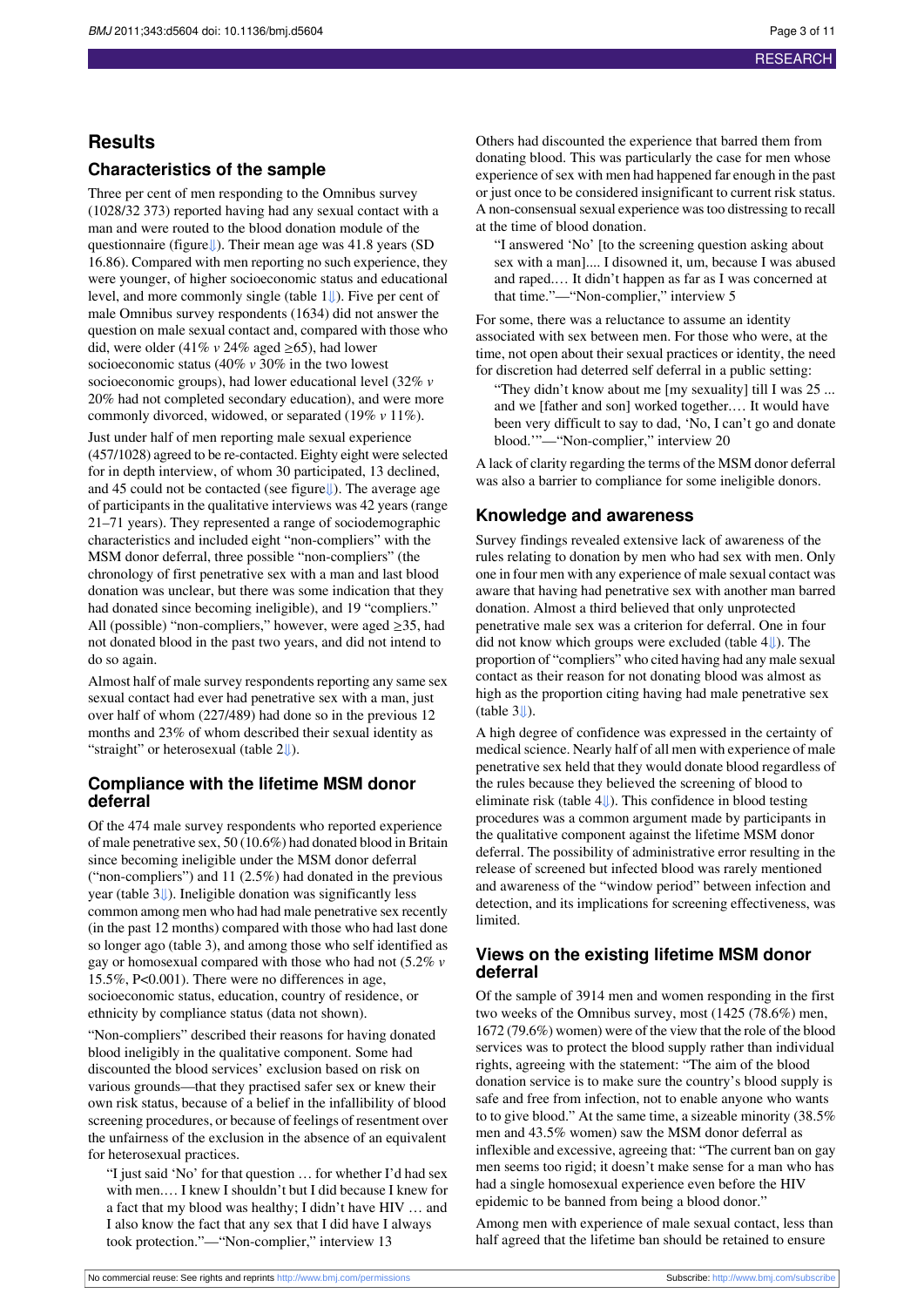## Results

### Characteristics of the sample

Three per cent of men responding to the Omnibus survey (1028/32 373) reported having had any sexual contact with a man and were routed to the blood donation module of the questionnaire (figure⇓). Their mean age was 41.8 years (SD 16.86). Compared with men reporting no such experience, they were younger, of higher socioeconomic status and educational level, and more commonly single (table 1⇓). Five per cent of male Omnibus survey respondents (1634) did not answer the question on male sexual contact and, compared with those who did, were older (41% *v* 24% aged ≥65), had lower socioeconomic status (40% *v* 30% in the two lowest socioeconomic groups), had lower educational level (32% *v* 20% had not completed secondary education), and were more commonly divorced, widowed, or separated (19% *v* 11%).

Just under half of men reporting male sexual experience (457/1028) agreed to be re-contacted. Eighty eight were selected for in depth interview, of whom 30 participated, 13 declined, and 45 could not be contacted (see figure⇓). The average age of participants in the qualitative interviews was 42 years (range 21–71 years). They represented a range of sociodemographic characteristics and included eight "non-compliers" with the MSM donor deferral, three possible "non-compliers" (the chronology of first penetrative sex with a man and last blood donation was unclear, but there was some indication that they had donated since becoming ineligible), and 19 "compliers." All (possible) "non-compliers," however, were aged ≥35, had not donated blood in the past two years, and did not intend to do so again.

Almost half of male survey respondents reporting any same sex sexual contact had ever had penetrative sex with a man, just over half of whom (227/489) had done so in the previous 12 months and 23% of whom described their sexual identity as "straight" or heterosexual (table 2⇓).

### Compliance with the lifetime MSM donor deferral

Of the 474 male survey respondents who reported experience of male penetrative sex, 50 (10.6%) had donated blood in Britain since becoming ineligible under the MSM donor deferral ("non-compliers") and 11 (2.5%) had donated in the previous year (table 3⇓). Ineligible donation was significantly less common among men who had had male penetrative sex recently (in the past 12 months) compared with those who had last done so longer ago (table 3), and among those who self identified as gay or homosexual compared with those who had not (5.2% *v* 15.5%, P<0.001). There were no differences in age, socioeconomic status, education, country of residence, or ethnicity by compliance status (data not shown).

"Non-compliers" described their reasons for having donated blood ineligibly in the qualitative component. Some had discounted the blood services' exclusion based on risk on various grounds—that they practised safer sex or knew their own risk status, because of a belief in the infallibility of blood screening procedures, or because of feelings of resentment over the unfairness of the exclusion in the absence of an equivalent for heterosexual practices.

> "I just said 'No' for that question … for whether I'd had sex with men.… I knew I shouldn't but I did because I knew for a fact that my blood was healthy; I didn't have HIV … and I also know the fact that any sex that I did have I always took protection."—"Non-complier," interview 13

Others had discounted the experience that barred them from donating blood. This was particularly the case for men whose experience of sex with men had happened far enough in the past or just once to be considered insignificant to current risk status. A non-consensual sexual experience was too distressing to recall at the time of blood donation.

> "I answered 'No' [to the screening question asking about sex with a man].... I disowned it, um, because I was abused and raped.… It didn't happen as far as I was concerned at that time."—"Non-complier," interview 5

For some, there was a reluctance to assume an identity associated with sex between men. For those who were, at the time, not open about their sexual practices or identity, the need for discretion had deterred self deferral in a public setting:

> "They didn't know about me [my sexuality] till I was 25 ... and we [father and son] worked together.… It would have been very difficult to say to dad, 'No, I can't go and donate blood.'"—"Non-complier," interview 20

A lack of clarity regarding the terms of the MSM donor deferral was also a barrier to compliance for some ineligible donors.

### Knowledge and awareness

Survey findings revealed extensive lack of awareness of the rules relating to donation by men who had sex with men. Only one in four men with any experience of male sexual contact was aware that having had penetrative sex with another man barred donation. Almost a third believed that only unprotected penetrative male sex was a criterion for deferral. One in four did not know which groups were excluded (table 4⇓). The proportion of "compliers" who cited having had any male sexual contact as their reason for not donating blood was almost as high as the proportion citing having had male penetrative sex (table 3⇓).

A high degree of confidence was expressed in the certainty of medical science. Nearly half of all men with experience of male penetrative sex held that they would donate blood regardless of the rules because they believed the screening of blood to eliminate risk (table 4⇓). This confidence in blood testing procedures was a common argument made by participants in the qualitative component against the lifetime MSM donor deferral. The possibility of administrative error resulting in the release of screened but infected blood was rarely mentioned and awareness of the "window period" between infection and detection, and its implications for screening effectiveness, was limited.

### Views on the existing lifetime MSM donor deferral

Of the sample of 3914 men and women responding in the first two weeks of the Omnibus survey, most (1425 (78.6%) men, 1672 (79.6%) women) were of the view that the role of the blood services was to protect the blood supply rather than individual rights, agreeing with the statement: "The aim of the blood donation service is to make sure the country's blood supply is safe and free from infection, not to enable anyone who wants to to give blood." At the same time, a sizeable minority (38.5% men and 43.5% women) saw the MSM donor deferral as inflexible and excessive, agreeing that: "The current ban on gay men seems too rigid; it doesn't make sense for a man who has had a single homosexual experience even before the HIV epidemic to be banned from being a blood donor."

Among men with experience of male sexual contact, less than half agreed that the lifetime ban should be retained to ensure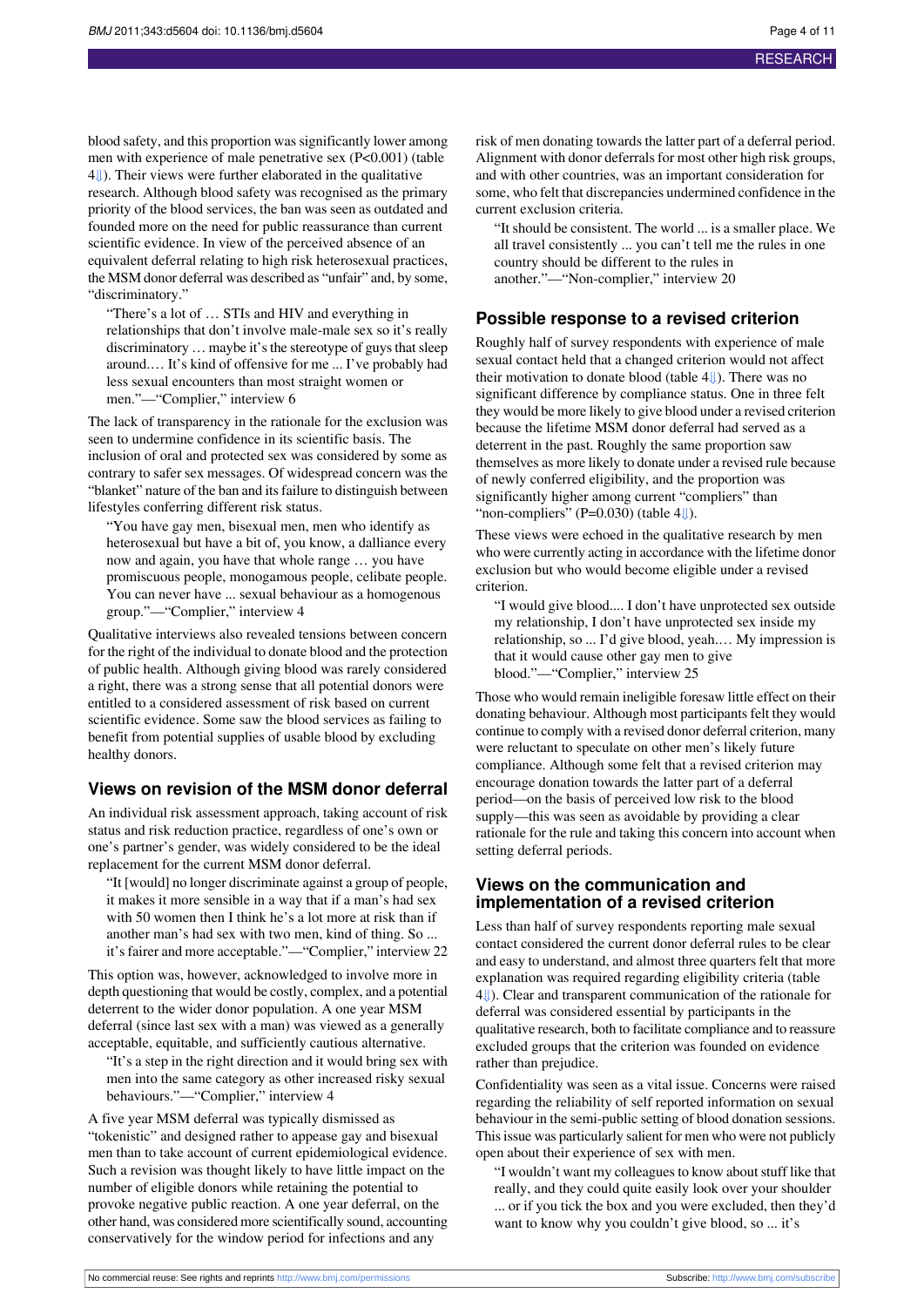blood safety, and this proportion was significantly lower among men with experience of male penetrative sex (P<0.001) (table 4⇓). Their views were further elaborated in the qualitative research. Although blood safety was recognised as the primary priority of the blood services, the ban was seen as outdated and founded more on the need for public reassurance than current scientific evidence. In view of the perceived absence of an equivalent deferral relating to high risk heterosexual practices, the MSM donor deferral was described as "unfair" and, by some, "discriminatory."

> "There's a lot of … STIs and HIV and everything in relationships that don't involve male-male sex so it's really discriminatory … maybe it's the stereotype of guys that sleep around.… It's kind of offensive for me ... I've probably had less sexual encounters than most straight women or men."—"Complier," interview 6

The lack of transparency in the rationale for the exclusion was seen to undermine confidence in its scientific basis. The inclusion of oral and protected sex was considered by some as contrary to safer sex messages. Of widespread concern was the "blanket" nature of the ban and its failure to distinguish between lifestyles conferring different risk status.

> "You have gay men, bisexual men, men who identify as heterosexual but have a bit of, you know, a dalliance every now and again, you have that whole range … you have promiscuous people, monogamous people, celibate people. You can never have ... sexual behaviour as a homogenous group."—"Complier," interview 4

Qualitative interviews also revealed tensions between concern for the right of the individual to donate blood and the protection of public health. Although giving blood was rarely considered a right, there was a strong sense that all potential donors were entitled to a considered assessment of risk based on current scientific evidence. Some saw the blood services as failing to benefit from potential supplies of usable blood by excluding healthy donors.

## Views on revision of the MSM donor deferral

An individual risk assessment approach, taking account of risk status and risk reduction practice, regardless of one's own or one's partner's gender, was widely considered to be the ideal replacement for the current MSM donor deferral.

> "It [would] no longer discriminate against a group of people, it makes it more sensible in a way that if a man's had sex with 50 women then I think he's a lot more at risk than if another man's had sex with two men, kind of thing. So ... it's fairer and more acceptable."—"Complier," interview 22

This option was, however, acknowledged to involve more in depth questioning that would be costly, complex, and a potential deterrent to the wider donor population. A one year MSM deferral (since last sex with a man) was viewed as a generally acceptable, equitable, and sufficiently cautious alternative.

> "It's a step in the right direction and it would bring sex with men into the same category as other increased risky sexual behaviours."—"Complier," interview 4

A five year MSM deferral was typically dismissed as "tokenistic" and designed rather to appease gay and bisexual men than to take account of current epidemiological evidence. Such a revision was thought likely to have little impact on the number of eligible donors while retaining the potential to provoke negative public reaction. A one year deferral, on the other hand, was considered more scientifically sound, accounting conservatively for the window period for infections and any risk of men donating towards the latter part of a deferral period. Alignment with donor deferrals for most other high risk groups, and with other countries, was an important consideration for some, who felt that discrepancies undermined confidence in the current exclusion criteria.

> "It should be consistent. The world ... is a smaller place. We all travel consistently ... you can't tell me the rules in one country should be different to the rules in another."—"Non-complier," interview 20

## Possible response to a revised criterion

Roughly half of survey respondents with experience of male sexual contact held that a changed criterion would not affect their motivation to donate blood (table 4⇓). There was no significant difference by compliance status. One in three felt they would be more likely to give blood under a revised criterion because the lifetime MSM donor deferral had served as a deterrent in the past. Roughly the same proportion saw themselves as more likely to donate under a revised rule because of newly conferred eligibility, and the proportion was significantly higher among current "compliers" than "non-compliers" (P=0.030) (table 4⇓).

These views were echoed in the qualitative research by men who were currently acting in accordance with the lifetime donor exclusion but who would become eligible under a revised criterion.

> "I would give blood.... I don't have unprotected sex outside my relationship, I don't have unprotected sex inside my relationship, so ... I'd give blood, yeah.… My impression is that it would cause other gay men to give blood."—"Complier," interview 25

Those who would remain ineligible foresaw little effect on their donating behaviour. Although most participants felt they would continue to comply with a revised donor deferral criterion, many were reluctant to speculate on other men's likely future compliance. Although some felt that a revised criterion may encourage donation towards the latter part of a deferral period—on the basis of perceived low risk to the blood supply—this was seen as avoidable by providing a clear rationale for the rule and taking this concern into account when setting deferral periods.

## Views on the communication and implementation of a revised criterion

Less than half of survey respondents reporting male sexual contact considered the current donor deferral rules to be clear and easy to understand, and almost three quarters felt that more explanation was required regarding eligibility criteria (table 4⇓). Clear and transparent communication of the rationale for deferral was considered essential by participants in the qualitative research, both to facilitate compliance and to reassure excluded groups that the criterion was founded on evidence rather than prejudice.

Confidentiality was seen as a vital issue. Concerns were raised regarding the reliability of self reported information on sexual behaviour in the semi-public setting of blood donation sessions. This issue was particularly salient for men who were not publicly open about their experience of sex with men.

> "I wouldn't want my colleagues to know about stuff like that really, and they could quite easily look over your shoulder ... or if you tick the box and you were excluded, then they'd want to know why you couldn't give blood, so ... it's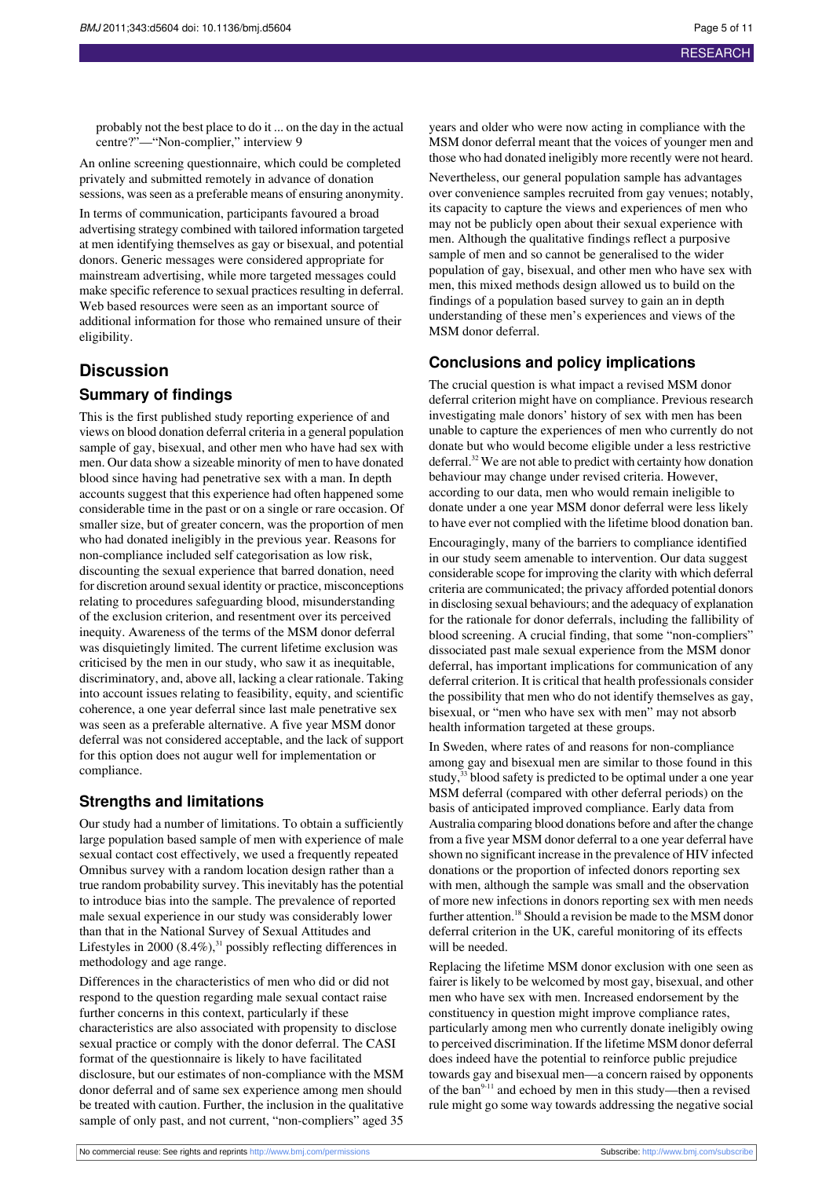probably not the best place to do it ... on the day in the actual centre?"—"Non-complier," interview 9

An online screening questionnaire, which could be completed privately and submitted remotely in advance of donation sessions, was seen as a preferable means of ensuring anonymity.

In terms of communication, participants favoured a broad advertising strategy combined with tailored information targeted at men identifying themselves as gay or bisexual, and potential donors. Generic messages were considered appropriate for mainstream advertising, while more targeted messages could make specific reference to sexual practices resulting in deferral. Web based resources were seen as an important source of additional information for those who remained unsure of their eligibility.

## Discussion

### Summary of findings

This is the first published study reporting experience of and views on blood donation deferral criteria in a general population sample of gay, bisexual, and other men who have had sex with men. Our data show a sizeable minority of men to have donated blood since having had penetrative sex with a man. In depth accounts suggest that this experience had often happened some considerable time in the past or on a single or rare occasion. Of smaller size, but of greater concern, was the proportion of men who had donated ineligibly in the previous year. Reasons for non-compliance included self categorisation as low risk, discounting the sexual experience that barred donation, need for discretion around sexual identity or practice, misconceptions relating to procedures safeguarding blood, misunderstanding of the exclusion criterion, and resentment over its perceived inequity. Awareness of the terms of the MSM donor deferral was disquietingly limited. The current lifetime exclusion was criticised by the men in our study, who saw it as inequitable, discriminatory, and, above all, lacking a clear rationale. Taking into account issues relating to feasibility, equity, and scientific coherence, a one year deferral since last male penetrative sex was seen as a preferable alternative. A five year MSM donor deferral was not considered acceptable, and the lack of support for this option does not augur well for implementation or compliance.

### Strengths and limitations

Our study had a number of limitations. To obtain a sufficiently large population based sample of men with experience of male sexual contact cost effectively, we used a frequently repeated Omnibus survey with a random location design rather than a true random probability survey. This inevitably has the potential to introduce bias into the sample. The prevalence of reported male sexual experience in our study was considerably lower than that in the National Survey of Sexual Attitudes and Lifestyles in 2000 (8.4%),[31] possibly reflecting differences in methodology and age range.

Differences in the characteristics of men who did or did not respond to the question regarding male sexual contact raise further concerns in this context, particularly if these characteristics are also associated with propensity to disclose sexual practice or comply with the donor deferral. The CASI format of the questionnaire is likely to have facilitated disclosure, but our estimates of non-compliance with the MSM donor deferral and of same sex experience among men should be treated with caution. Further, the inclusion in the qualitative sample of only past, and not current, "non-compliers" aged 35 years and older who were now acting in compliance with the MSM donor deferral meant that the voices of younger men and those who had donated ineligibly more recently were not heard.

Nevertheless, our general population sample has advantages over convenience samples recruited from gay venues; notably, its capacity to capture the views and experiences of men who may not be publicly open about their sexual experience with men. Although the qualitative findings reflect a purposive sample of men and so cannot be generalised to the wider population of gay, bisexual, and other men who have sex with men, this mixed methods design allowed us to build on the findings of a population based survey to gain an in depth understanding of these men's experiences and views of the MSM donor deferral.

### Conclusions and policy implications

The crucial question is what impact a revised MSM donor deferral criterion might have on compliance. Previous research investigating male donors' history of sex with men has been unable to capture the experiences of men who currently do not donate but who would become eligible under a less restrictive deferral.[32] We are not able to predict with certainty how donation behaviour may change under revised criteria. However, according to our data, men who would remain ineligible to donate under a one year MSM donor deferral were less likely to have ever not complied with the lifetime blood donation ban.

Encouragingly, many of the barriers to compliance identified in our study seem amenable to intervention. Our data suggest considerable scope for improving the clarity with which deferral criteria are communicated; the privacy afforded potential donors in disclosing sexual behaviours; and the adequacy of explanation for the rationale for donor deferrals, including the fallibility of blood screening. A crucial finding, that some "non-compliers" dissociated past male sexual experience from the MSM donor deferral, has important implications for communication of any deferral criterion. It is critical that health professionals consider the possibility that men who do not identify themselves as gay, bisexual, or "men who have sex with men" may not absorb health information targeted at these groups.

In Sweden, where rates of and reasons for non-compliance among gay and bisexual men are similar to those found in this study,[33] blood safety is predicted to be optimal under a one year MSM deferral (compared with other deferral periods) on the basis of anticipated improved compliance. Early data from Australia comparing blood donations before and after the change from a five year MSM donor deferral to a one year deferral have shown no significant increase in the prevalence of HIV infected donations or the proportion of infected donors reporting sex with men, although the sample was small and the observation of more new infections in donors reporting sex with men needs further attention.[18] Should a revision be made to the MSM donor deferral criterion in the UK, careful monitoring of its effects will be needed.

Replacing the lifetime MSM donor exclusion with one seen as fairer is likely to be welcomed by most gay, bisexual, and other men who have sex with men. Increased endorsement by the constituency in question might improve compliance rates, particularly among men who currently donate ineligibly owing to perceived discrimination. If the lifetime MSM donor deferral does indeed have the potential to reinforce public prejudice towards gay and bisexual men—a concern raised by opponents of the ban[9-11] and echoed by men in this study—then a revised rule might go some way towards addressing the negative social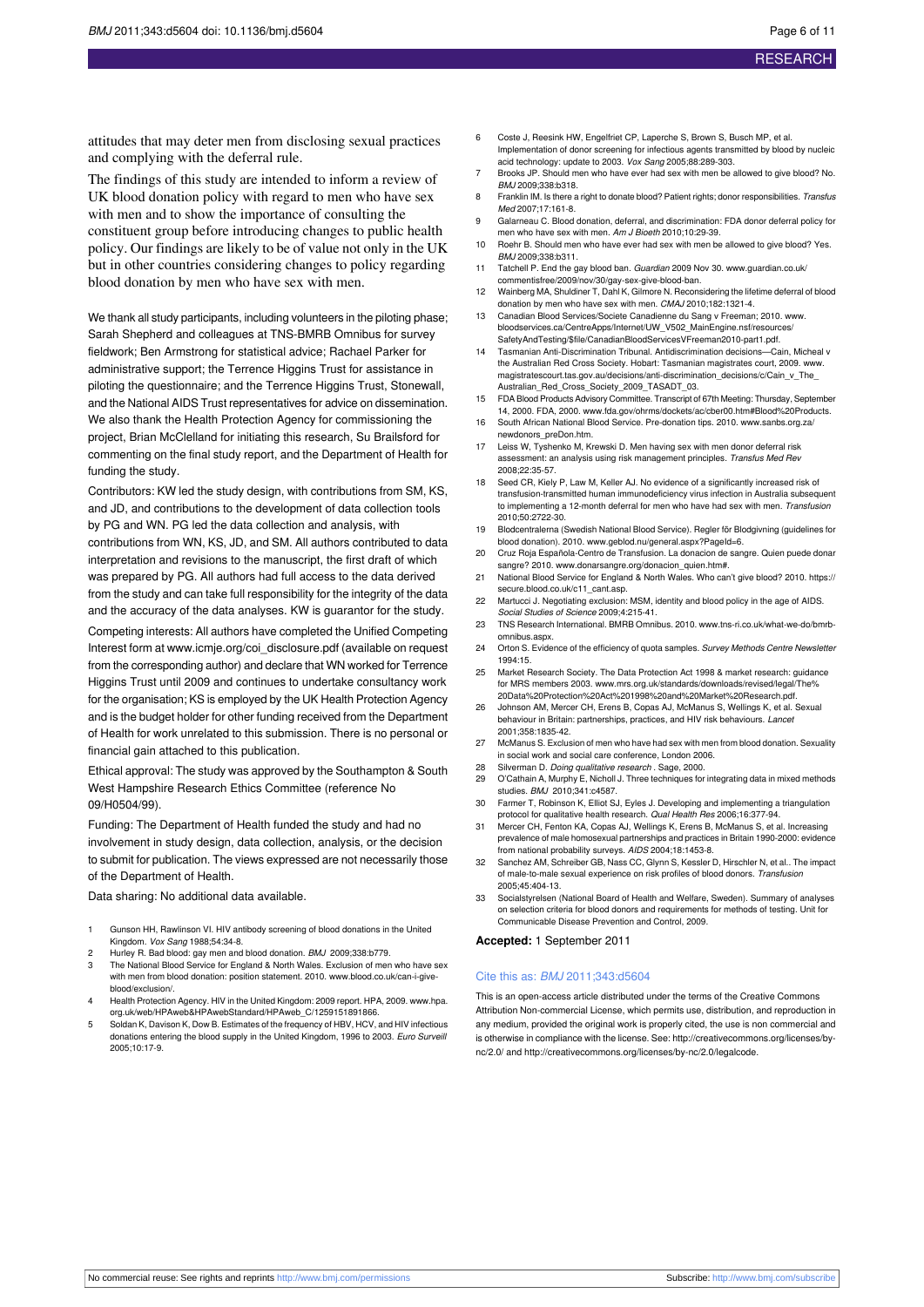attitudes that may deter men from disclosing sexual practices and complying with the deferral rule.

The findings of this study are intended to inform a review of UK blood donation policy with regard to men who have sex with men and to show the importance of consulting the constituent group before introducing changes to public health policy. Our findings are likely to be of value not only in the UK but in other countries considering changes to policy regarding blood donation by men who have sex with men.

We thank all study participants, including volunteers in the piloting phase; Sarah Shepherd and colleagues at TNS-BMRB Omnibus for survey fieldwork; Ben Armstrong for statistical advice; Rachael Parker for administrative support; the Terrence Higgins Trust for assistance in piloting the questionnaire; and the Terrence Higgins Trust, Stonewall, and the National AIDS Trust representatives for advice on dissemination. We also thank the Health Protection Agency for commissioning the project, Brian McClelland for initiating this research, Su Brailsford for commenting on the final study report, and the Department of Health for funding the study.

Contributors: KW led the study design, with contributions from SM, KS, and JD, and contributions to the development of data collection tools by PG and WN. PG led the data collection and analysis, with contributions from WN, KS, JD, and SM. All authors contributed to data interpretation and revisions to the manuscript, the first draft of which was prepared by PG. All authors had full access to the data derived from the study and can take full responsibility for the integrity of the data and the accuracy of the data analyses. KW is guarantor for the study.

Competing interests: All authors have completed the Unified Competing Interest form at www.icmje.org/coi_disclosure.pdf (available on request from the corresponding author) and declare that WN worked for Terrence Higgins Trust until 2009 and continues to undertake consultancy work for the organisation; KS is employed by the UK Health Protection Agency and is the budget holder for other funding received from the Department of Health for work unrelated to this submission. There is no personal or financial gain attached to this publication.

Ethical approval: The study was approved by the Southampton & South West Hampshire Research Ethics Committee (reference No 09/H0504/99).

Funding: The Department of Health funded the study and had no involvement in study design, data collection, analysis, or the decision to submit for publication. The views expressed are not necessarily those of the Department of Health.

Data sharing: No additional data available.

1. Gunson HH, Rawlinson VI. HIV antibody screening of blood donations in the United Kingdom. *Vox Sang* 1988;54:34-8.
2. Hurley R. Bad blood: gay men and blood donation. *BMJ* 2009;338:b779.
3. The National Blood Service for England & North Wales. Exclusion of men who have sex with men from blood donation: position statement. 2010. www.blood.co.uk/can-i-give-blood/exclusion/.
4. Health Protection Agency. HIV in the United Kingdom: 2009 report. HPA, 2009. www.hpa.org.uk/web/HPAweb&HPAwebStandard/HPAweb_C/1259151891866.
5. Soldan K, Davison K, Dow B. Estimates of the frequency of HBV, HCV, and HIV infectious donations entering the blood supply in the United Kingdom, 1996 to 2003. *Euro Surveill* 2005;10:17-9.
6. Coste J, Reesink HW, Engelfriet CP, Laperche S, Brown S, Busch MP, et al. Implementation of donor screening for infectious agents transmitted by blood by nucleic acid technology: update to 2003. *Vox Sang* 2005;88:289-303.
7. Brooks JP. Should men who have ever had sex with men be allowed to give blood? No. *BMJ* 2009;338:b318.
8. Franklin IM. Is there a right to donate blood? Patient rights; donor responsibilities. *Transfus Med* 2007;17:161-8.
9. Galarneau C. Blood donation, deferral, and discrimination: FDA donor deferral policy for men who have sex with men. *Am J Bioeth* 2010;10:29-39.
10. Roehr B. Should men who have ever had sex with men be allowed to give blood? Yes. *BMJ* 2009;338:b311.
11. Tatchell P. End the gay blood ban. *Guardian* 2009 Nov 30. www.guardian.co.uk/commentisfree/2009/nov/30/gay-sex-give-blood-ban.
12. Wainberg MA, Shuldiner T, Dahl K, Gilmore N. Reconsidering the lifetime deferral of blood donation by men who have sex with men. *CMAJ* 2010;182:1321-4.
13. Canadian Blood Services/Societe Canadienne du Sang v Freeman; 2010. www.bloodservices.ca/CentreApps/Internet/UW_V502_MainEngine.nsf/resources/SafetyAndTesting/$file/CanadianBloodServicesVFreeman2010-part1.pdf.
14. Tasmanian Anti-Discrimination Tribunal. Antidiscrimination decisions—Cain, Micheal v the Australian Red Cross Society. Hobart: Tasmanian magistrates court, 2009. www.magistratescourt.tas.gov.au/decisions/anti-discrimination_decisions/c/Cain_v_The_Australian_Red_Cross_Society_2009_TASADT_03.
15. FDA Blood Products Advisory Committee. Transcript of 67th Meeting: Thursday, September 14, 2000. FDA, 2000. www.fda.gov/ohrms/dockets/ac/cber00.htm#Blood%20Products.
16. South African National Blood Service. Pre-donation tips. 2010. www.sanbs.org.za/newdonors_preDon.htm.
17. Leiss W, Tyshenko M, Krewski D. Men having sex with men donor deferral risk assessment: an analysis using risk management principles. *Transfus Med Rev* 2008;22:35-57.
18. Seed CR, Kiely P, Law M, Keller AJ. No evidence of a significantly increased risk of transfusion-transmitted human immunodeficiency virus infection in Australia subsequent to implementing a 12-month deferral for men who have had sex with men. *Transfusion* 2010;50:2722-30.
19. Blodcentralerna (Swedish National Blood Service). Regler för Blodgivning (guidelines for blood donation). 2010. www.geblod.nu/general.aspx?PageId=6.
20. Cruz Roja Española-Centro de Transfusion. La donacion de sangre. Quien puede donar sangre? 2010. www.donarsangre.org/donacion_quien.htm#.
21. National Blood Service for England & North Wales. Who can't give blood? 2010. https://secure.blood.co.uk/c11_cant.asp.
22. Martucci J. Negotiating exclusion: MSM, identity and blood policy in the age of AIDS. *Social Studies of Science* 2009;4:215-41.
23. TNS Research International. BMRB Omnibus. 2010. www.tns-ri.co.uk/what-we-do/bmrb-omnibus.aspx.
24. Orton S. Evidence of the efficiency of quota samples. *Survey Methods Centre Newsletter* 1994:15.
25. Market Research Society. The Data Protection Act 1998 & market research: guidance for MRS members 2003. www.mrs.org.uk/standards/downloads/revised/legal/The%20Data%20Protection%20Act%201998%20and%20Market%20Research.pdf.
26. Johnson AM, Mercer CH, Erens B, Copas AJ, McManus S, Wellings K, et al. Sexual behaviour in Britain: partnerships, practices, and HIV risk behaviours. *Lancet* 2001;358:1835-42.
27. McManus S. Exclusion of men who have had sex with men from blood donation. Sexuality in social work and social care conference, London 2006.
28. Silverman D. *Doing qualitative research* . Sage, 2000.
29. O'Cathain A, Murphy E, Nicholl J. Three techniques for integrating data in mixed methods studies. *BMJ* 2010;341:c4587.
30. Farmer T, Robinson K, Elliot SJ, Eyles J. Developing and implementing a triangulation protocol for qualitative health research. *Qual Health Res* 2006;16:377-94.
31. Mercer CH, Fenton KA, Copas AJ, Wellings K, Erens B, McManus S, et al. Increasing prevalence of male homosexual partnerships and practices in Britain 1990-2000: evidence from national probability surveys. *AIDS* 2004;18:1453-8.
32. Sanchez AM, Schreiber GB, Nass CC, Glynn S, Kessler D, Hirschler N, et al.. The impact of male-to-male sexual experience on risk profiles of blood donors. *Transfusion* 2005;45:404-13.
33. Socialstyrelsen (National Board of Health and Welfare, Sweden). Summary of analyses on selection criteria for blood donors and requirements for methods of testing. Unit for Communicable Disease Prevention and Control, 2009.

**Accepted:** 1 September 2011

Cite this as: *BMJ* 2011;343:d5604

This is an open-access article distributed under the terms of the Creative Commons Attribution Non-commercial License, which permits use, distribution, and reproduction in any medium, provided the original work is properly cited, the use is non commercial and is otherwise in compliance with the license. See: http://creativecommons.org/licenses/by-nc/2.0/ and http://creativecommons.org/licenses/by-nc/2.0/legalcode.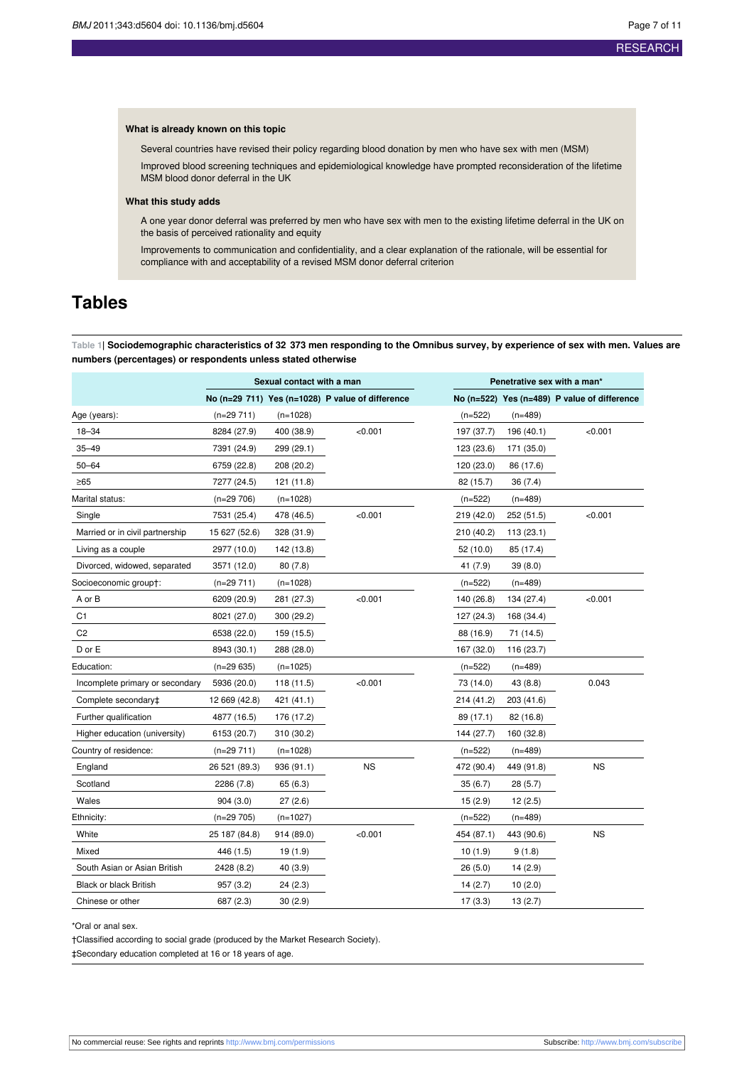### What is already known on this topic

Several countries have revised their policy regarding blood donation by men who have sex with men (MSM)

Improved blood screening techniques and epidemiological knowledge have prompted reconsideration of the lifetime MSM blood donor deferral in the UK

### What this study adds

A one year donor deferral was preferred by men who have sex with men to the existing lifetime deferral in the UK on the basis of perceived rationality and equity

Improvements to communication and confidentiality, and a clear explanation of the rationale, will be essential for compliance with and acceptability of a revised MSM donor deferral criterion

# Tables

**Table 1| Sociodemographic characteristics of 32 373 men responding to the Omnibus survey, by experience of sex with men. Values are numbers (percentages) or respondents unless stated otherwise**

| | Sexual contact with a man | | | Penetrative sex with a man* | | |
|---|---|---|---|---|---|---|
| | No (n=29 711) | Yes (n=1028) | P value of difference | No (n=522) | Yes (n=489) | P value of difference |
| Age (years): | (n=29 711) | (n=1028) | | (n=522) | (n=489) | |
| 18–34 | 8284 (27.9) | 400 (38.9) | <0.001 | 197 (37.7) | 196 (40.1) | <0.001 |
| 35–49 | 7391 (24.9) | 299 (29.1) | | 123 (23.6) | 171 (35.0) | |
| 50–64 | 6759 (22.8) | 208 (20.2) | | 120 (23.0) | 86 (17.6) | |
| ≥65 | 7277 (24.5) | 121 (11.8) | | 82 (15.7) | 36 (7.4) | |
| Marital status: | (n=29 706) | (n=1028) | | (n=522) | (n=489) | |
| Single | 7531 (25.4) | 478 (46.5) | <0.001 | 219 (42.0) | 252 (51.5) | <0.001 |
| Married or in civil partnership | 15 627 (52.6) | 328 (31.9) | | 210 (40.2) | 113 (23.1) | |
| Living as a couple | 2977 (10.0) | 142 (13.8) | | 52 (10.0) | 85 (17.4) | |
| Divorced, widowed, separated | 3571 (12.0) | 80 (7.8) | | 41 (7.9) | 39 (8.0) | |
| Socioeconomic group†: | (n=29 711) | (n=1028) | | (n=522) | (n=489) | |
| A or B | 6209 (20.9) | 281 (27.3) | <0.001 | 140 (26.8) | 134 (27.4) | <0.001 |
| C1 | 8021 (27.0) | 300 (29.2) | | 127 (24.3) | 168 (34.4) | |
| C2 | 6538 (22.0) | 159 (15.5) | | 88 (16.9) | 71 (14.5) | |
| D or E | 8943 (30.1) | 288 (28.0) | | 167 (32.0) | 116 (23.7) | |
| Education: | (n=29 635) | (n=1025) | | (n=522) | (n=489) | |
| Incomplete primary or secondary | 5936 (20.0) | 118 (11.5) | <0.001 | 73 (14.0) | 43 (8.8) | 0.043 |
| Complete secondary‡ | 12 669 (42.8) | 421 (41.1) | | 214 (41.2) | 203 (41.6) | |
| Further qualification | 4877 (16.5) | 176 (17.2) | | 89 (17.1) | 82 (16.8) | |
| Higher education (university) | 6153 (20.7) | 310 (30.2) | | 144 (27.7) | 160 (32.8) | |
| Country of residence: | (n=29 711) | (n=1028) | | (n=522) | (n=489) | |
| England | 26 521 (89.3) | 936 (91.1) | NS | 472 (90.4) | 449 (91.8) | NS |
| Scotland | 2286 (7.8) | 65 (6.3) | | 35 (6.7) | 28 (5.7) | |
| Wales | 904 (3.0) | 27 (2.6) | | 15 (2.9) | 12 (2.5) | |
| Ethnicity: | (n=29 705) | (n=1027) | | (n=522) | (n=489) | |
| White | 25 187 (84.8) | 914 (89.0) | <0.001 | 454 (87.1) | 443 (90.6) | NS |
| Mixed | 446 (1.5) | 19 (1.9) | | 10 (1.9) | 9 (1.8) | |
| South Asian or Asian British | 2428 (8.2) | 40 (3.9) | | 26 (5.0) | 14 (2.9) | |
| Black or black British | 957 (3.2) | 24 (2.3) | | 14 (2.7) | 10 (2.0) | |
| Chinese or other | 687 (2.3) | 30 (2.9) | | 17 (3.3) | 13 (2.7) | |

*Oral or anal sex.

†Classified according to social grade (produced by the Market Research Society).

‡Secondary education completed at 16 or 18 years of age.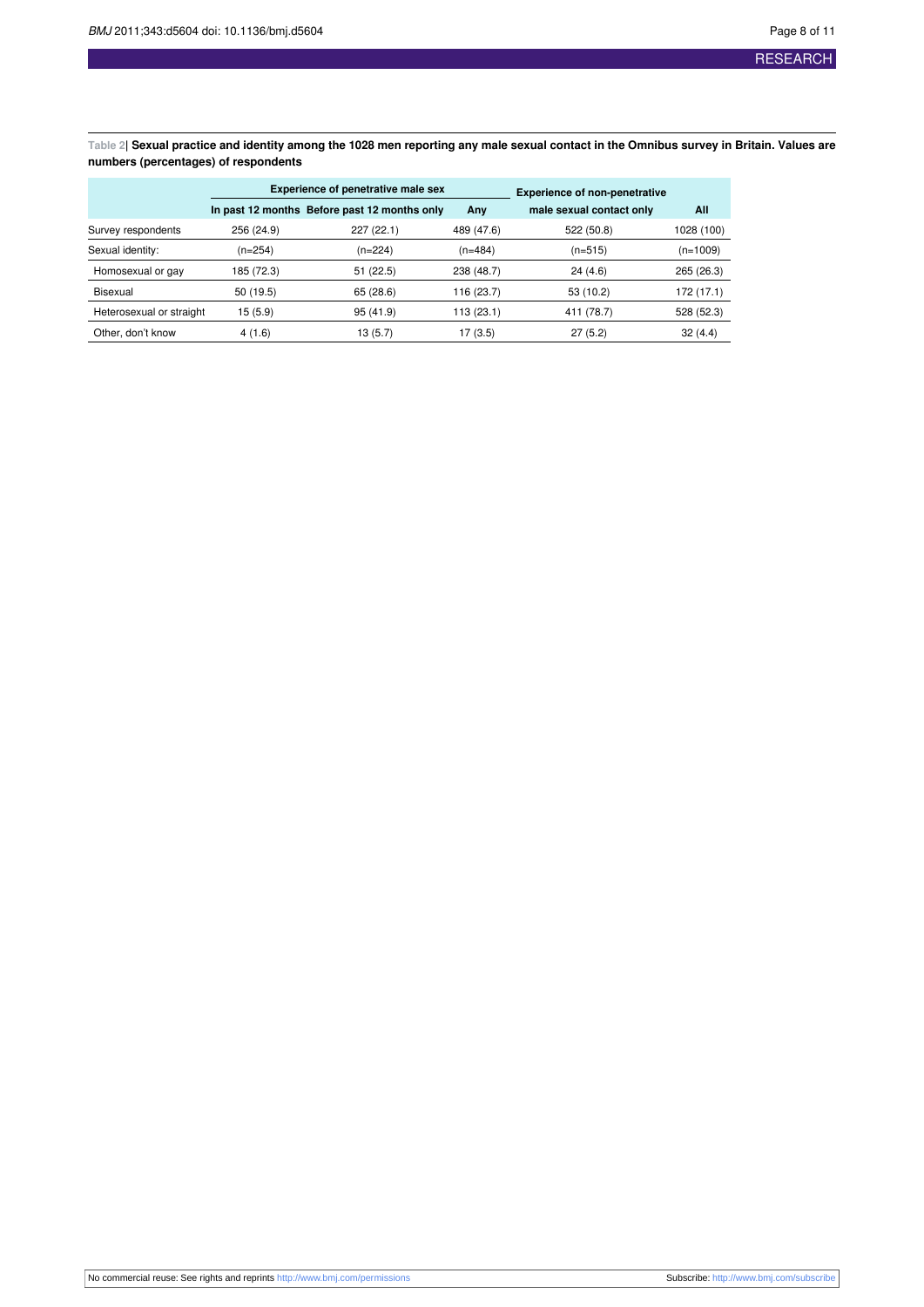**Table 2| Sexual practice and identity among the 1028 men reporting any male sexual contact in the Omnibus survey in Britain. Values are numbers (percentages) of respondents**

| | Experience of penetrative male sex | | | Experience of non-penetrative male sexual contact only | All |
|---|---|---|---|---|---|
| | In past 12 months | Before past 12 months only | Any | | |
| Survey respondents | 256 (24.9) | 227 (22.1) | 489 (47.6) | 522 (50.8) | 1028 (100) |
| Sexual identity: | (n=254) | (n=224) | (n=484) | (n=515) | (n=1009) |
| Homosexual or gay | 185 (72.3) | 51 (22.5) | 238 (48.7) | 24 (4.6) | 265 (26.3) |
| Bisexual | 50 (19.5) | 65 (28.6) | 116 (23.7) | 53 (10.2) | 172 (17.1) |
| Heterosexual or straight | 15 (5.9) | 95 (41.9) | 113 (23.1) | 411 (78.7) | 528 (52.3) |
| Other, don't know | 4 (1.6) | 13 (5.7) | 17 (3.5) | 27 (5.2) | 32 (4.4) |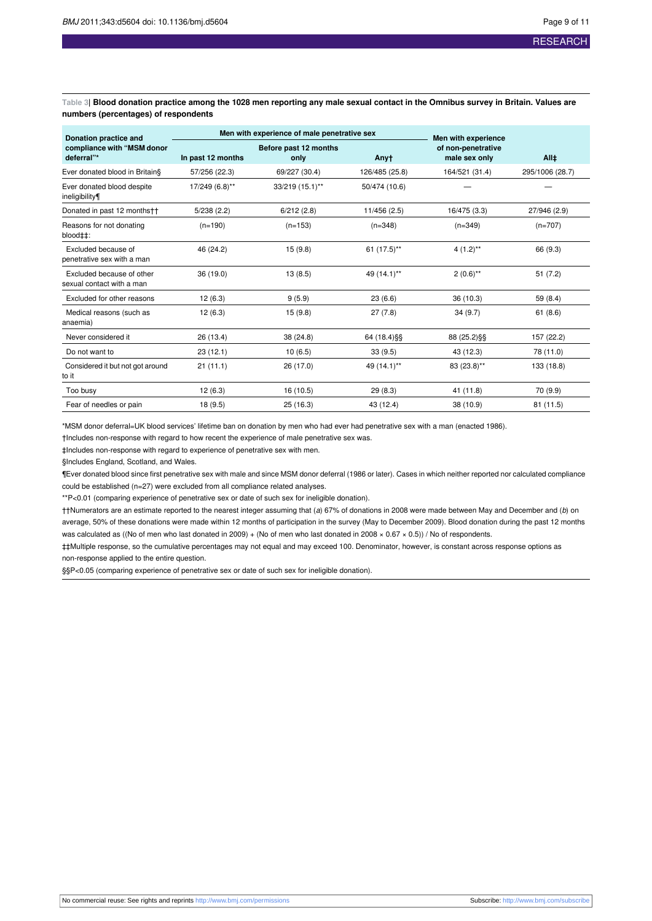**Table 3| Blood donation practice among the 1028 men reporting any male sexual contact in the Omnibus survey in Britain. Values are numbers (percentages) of respondents**

| Donation practice and compliance with "MSM donor deferral"* | Men with experience of male penetrative sex | | | Men with experience of non-penetrative male sex only | All‡ |
|---|---|---|---|---|---|
| | In past 12 months | Before past 12 months only | Any† | | |
| Ever donated blood in Britain§ | 57/256 (22.3) | 69/227 (30.4) | 126/485 (25.8) | 164/521 (31.4) | 295/1006 (28.7) |
| Ever donated blood despite ineligibility¶ | 17/249 (6.8)** | 33/219 (15.1)** | 50/474 (10.6) | — | — |
| Donated in past 12 months†† | 5/238 (2.2) | 6/212 (2.8) | 11/456 (2.5) | 16/475 (3.3) | 27/946 (2.9) |
| Reasons for not donating blood‡‡: | (n=190) | (n=153) | (n=348) | (n=349) | (n=707) |
| Excluded because of penetrative sex with a man | 46 (24.2) | 15 (9.8) | 61 (17.5)** | 4 (1.2)** | 66 (9.3) |
| Excluded because of other sexual contact with a man | 36 (19.0) | 13 (8.5) | 49 (14.1)** | 2 (0.6)** | 51 (7.2) |
| Excluded for other reasons | 12 (6.3) | 9 (5.9) | 23 (6.6) | 36 (10.3) | 59 (8.4) |
| Medical reasons (such as anaemia) | 12 (6.3) | 15 (9.8) | 27 (7.8) | 34 (9.7) | 61 (8.6) |
| Never considered it | 26 (13.4) | 38 (24.8) | 64 (18.4)§§ | 88 (25.2)§§ | 157 (22.2) |
| Do not want to | 23 (12.1) | 10 (6.5) | 33 (9.5) | 43 (12.3) | 78 (11.0) |
| Considered it but not got around to it | 21 (11.1) | 26 (17.0) | 49 (14.1)** | 83 (23.8)** | 133 (18.8) |
| Too busy | 12 (6.3) | 16 (10.5) | 29 (8.3) | 41 (11.8) | 70 (9.9) |
| Fear of needles or pain | 18 (9.5) | 25 (16.3) | 43 (12.4) | 38 (10.9) | 81 (11.5) |

*MSM donor deferral=UK blood services' lifetime ban on donation by men who had ever had penetrative sex with a man (enacted 1986).

†Includes non-response with regard to how recent the experience of male penetrative sex was.

‡Includes non-response with regard to experience of penetrative sex with men.

§Includes England, Scotland, and Wales.

¶Ever donated blood since first penetrative sex with male and since MSM donor deferral (1986 or later). Cases in which neither reported nor calculated compliance could be established (n=27) were excluded from all compliance related analyses.

**P<0.01 (comparing experience of penetrative sex or date of such sex for ineligible donation).

††Numerators are an estimate reported to the nearest integer assuming that (*a*) 67% of donations in 2008 were made between May and December and (*b*) on average, 50% of these donations were made within 12 months of participation in the survey (May to December 2009). Blood donation during the past 12 months was calculated as ((No of men who last donated in 2009) + (No of men who last donated in 2008 × 0.67 × 0.5)) / No of respondents.

‡‡Multiple response, so the cumulative percentages may not equal and may exceed 100. Denominator, however, is constant across response options as non-response applied to the entire question.

§§P<0.05 (comparing experience of penetrative sex or date of such sex for ineligible donation).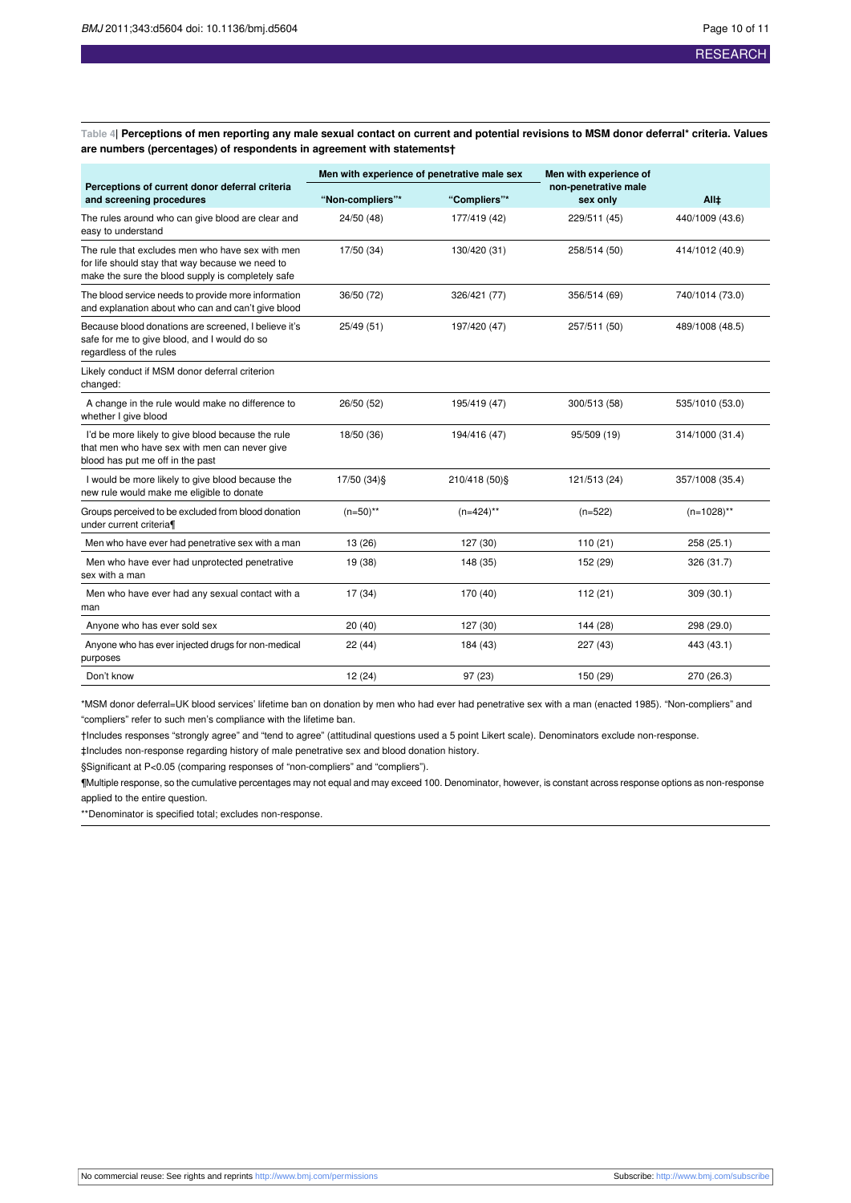**Table 4| Perceptions of men reporting any male sexual contact on current and potential revisions to MSM donor deferral* criteria. Values are numbers (percentages) of respondents in agreement with statements†**

| Perceptions of current donor deferral criteria and screening procedures | Men with experience of penetrative male sex | | Men with experience of non-penetrative male sex only | All‡ |
|---|---|---|---|---|
| | "Non-compliers"* | "Compliers"* | | |
| The rules around who can give blood are clear and easy to understand | 24/50 (48) | 177/419 (42) | 229/511 (45) | 440/1009 (43.6) |
| The rule that excludes men who have sex with men for life should stay that way because we need to make the sure the blood supply is completely safe | 17/50 (34) | 130/420 (31) | 258/514 (50) | 414/1012 (40.9) |
| The blood service needs to provide more information and explanation about who can and can't give blood | 36/50 (72) | 326/421 (77) | 356/514 (69) | 740/1014 (73.0) |
| Because blood donations are screened, I believe it's safe for me to give blood, and I would do so regardless of the rules | 25/49 (51) | 197/420 (47) | 257/511 (50) | 489/1008 (48.5) |
| Likely conduct if MSM donor deferral criterion changed: | | | | |
| A change in the rule would make no difference to whether I give blood | 26/50 (52) | 195/419 (47) | 300/513 (58) | 535/1010 (53.0) |
| I'd be more likely to give blood because the rule that men who have sex with men can never give blood has put me off in the past | 18/50 (36) | 194/416 (47) | 95/509 (19) | 314/1000 (31.4) |
| I would be more likely to give blood because the new rule would make me eligible to donate | 17/50 (34)§ | 210/418 (50)§ | 121/513 (24) | 357/1008 (35.4) |
| Groups perceived to be excluded from blood donation under current criteria¶ | (n=50)** | (n=424)** | (n=522) | (n=1028)** |
| Men who have ever had penetrative sex with a man | 13 (26) | 127 (30) | 110 (21) | 258 (25.1) |
| Men who have ever had unprotected penetrative sex with a man | 19 (38) | 148 (35) | 152 (29) | 326 (31.7) |
| Men who have ever had any sexual contact with a man | 17 (34) | 170 (40) | 112 (21) | 309 (30.1) |
| Anyone who has ever sold sex | 20 (40) | 127 (30) | 144 (28) | 298 (29.0) |
| Anyone who has ever injected drugs for non-medical purposes | 22 (44) | 184 (43) | 227 (43) | 443 (43.1) |
| Don't know | 12 (24) | 97 (23) | 150 (29) | 270 (26.3) |

*MSM donor deferral=UK blood services' lifetime ban on donation by men who had ever had penetrative sex with a man (enacted 1985). "Non-compliers" and "compliers" refer to such men's compliance with the lifetime ban.

†Includes responses "strongly agree" and "tend to agree" (attitudinal questions used a 5 point Likert scale). Denominators exclude non-response.

‡Includes non-response regarding history of male penetrative sex and blood donation history.

§Significant at $P<0.05$ (comparing responses of "non-compliers" and "compliers").

¶Multiple response, so the cumulative percentages may not equal and may exceed 100. Denominator, however, is constant across response options as non-response applied to the entire question.

**Denominator is specified total; excludes non-response.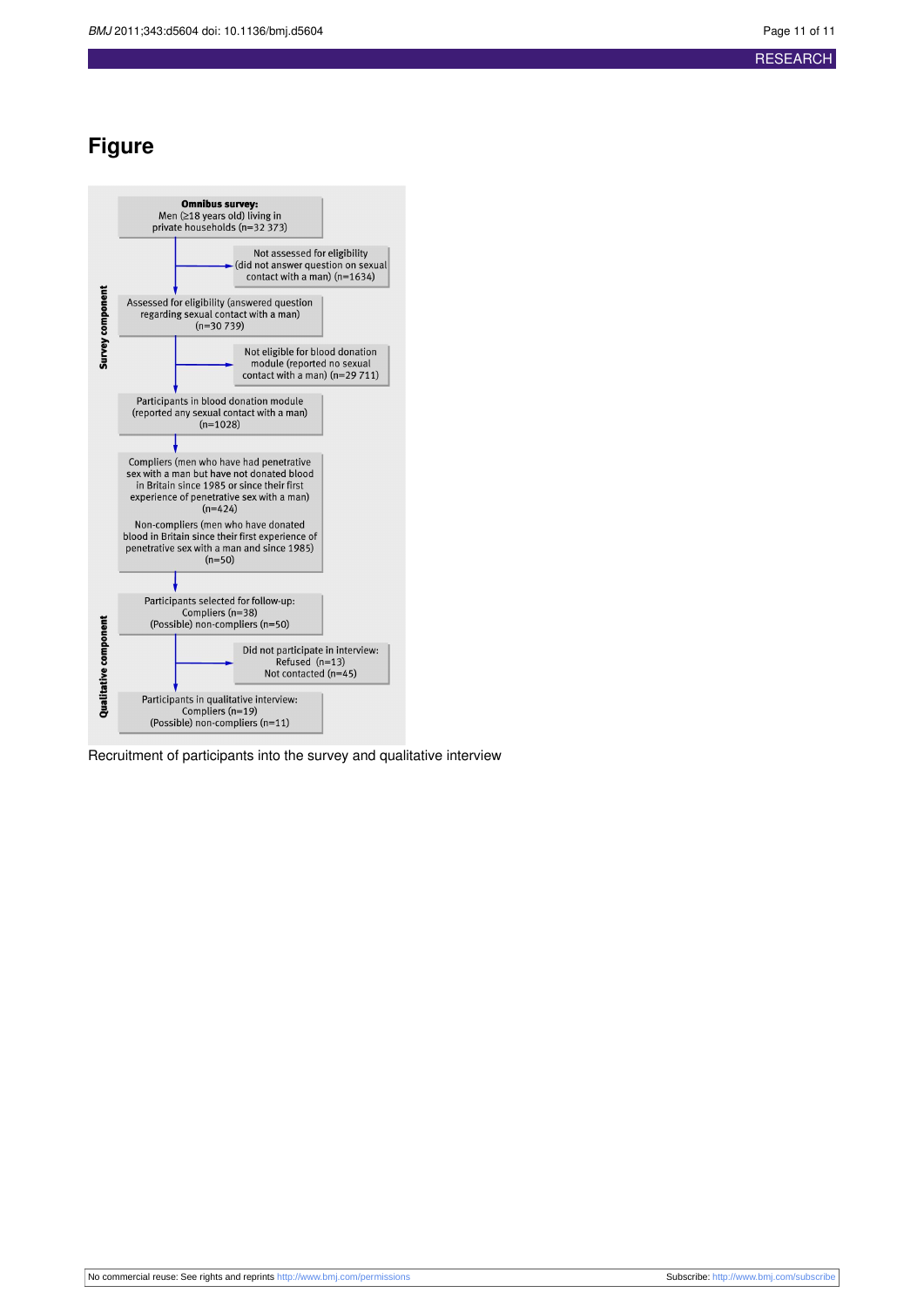## Figure

Survey component

**Omnibus survey:**
Men (≥18 years old) living in private households (n=32 373)

Not assessed for eligibility (did not answer question on sexual contact with a man) (n=1634)

Assessed for eligibility (answered question regarding sexual contact with a man) (n=30 739)

Not eligible for blood donation module (reported no sexual contact with a man) (n=29 711)

Participants in blood donation module (reported any sexual contact with a man) (n=1028)

Compliers (men who have had penetrative sex with a man but have not donated blood in Britain since 1985 or since their first experience of penetrative sex with a man) (n=424)

Non-compliers (men who have donated blood in Britain since their first experience of penetrative sex with a man and since 1985) (n=50)

Qualitative component

Participants selected for follow-up:
Compliers (n=38)
(Possible) non-compliers (n=50)

Did not participate in interview:
Refused (n=13)
Not contacted (n=45)

Participants in qualitative interview:
Compliers (n=19)
(Possible) non-compliers (n=11)

Recruitment of participants into the survey and qualitative interview